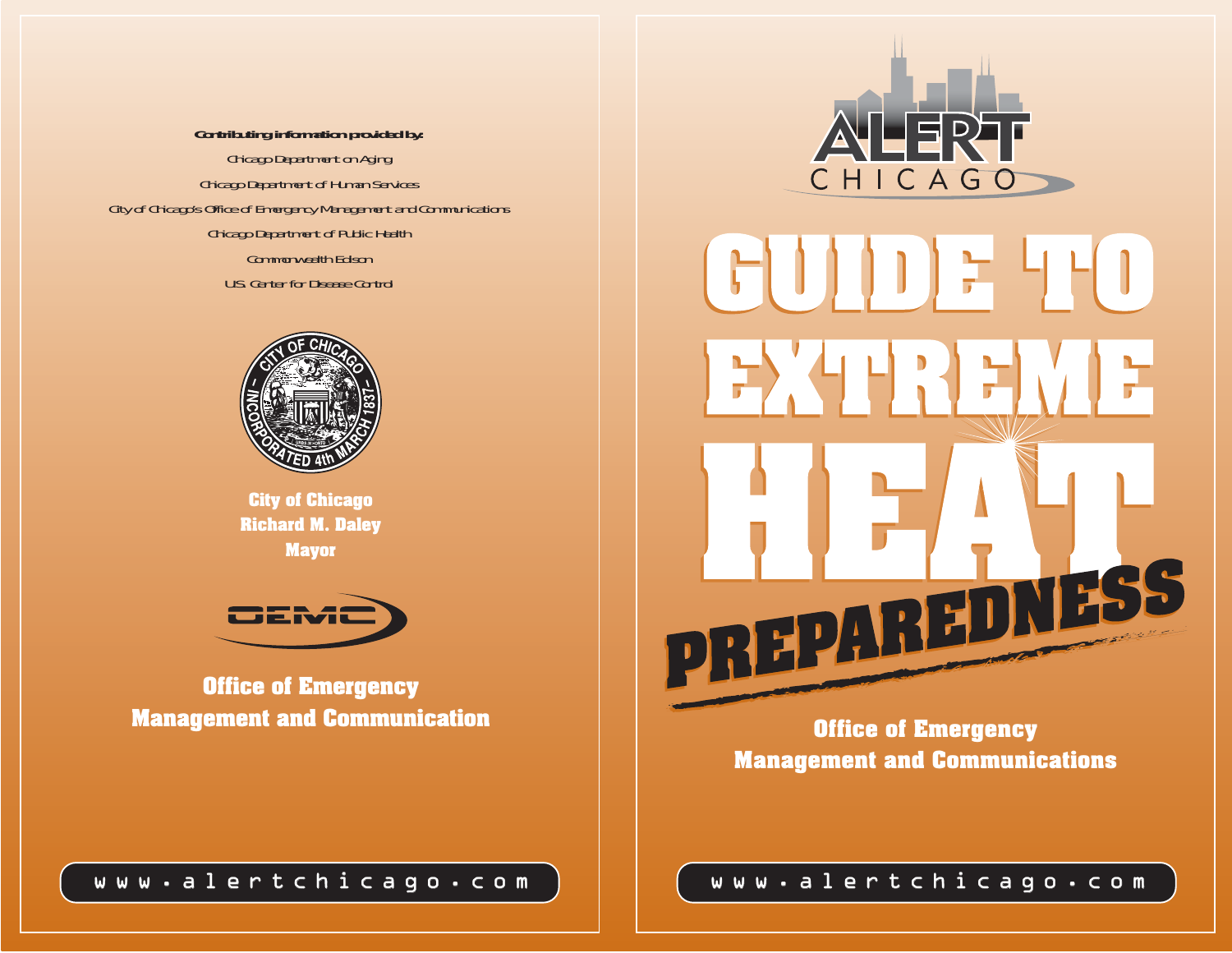**Contributing information provided by:**

Chicago Department on Aging

Chicago Department of Human Services

City of Chicago's Office of Emergency Management and Communications

Chicago Department of Public Health

Commonwealth Edison

U.S. Center for Disease Control

**City of Chicago**
**Richard M. Daley**
**Mayor**

OEMC

**Office of Emergency Management and Communication**

www.alertchicago.com

ALERT CHICAGO

# GUIDE TO EXTREME HEAT PREPAREDNESS

**Office of Emergency Management and Communications**

www.alertchicago.com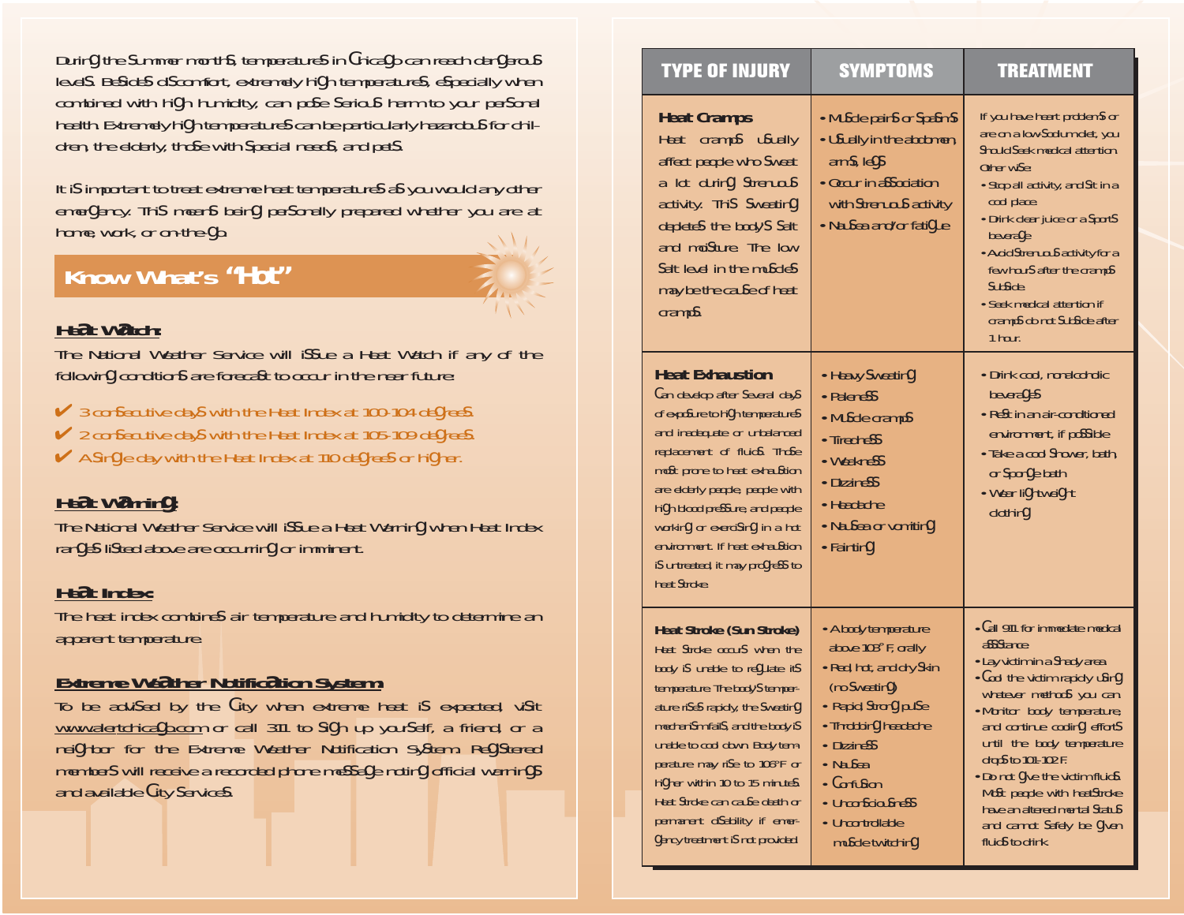During the summer months, temperatures in Chicago can reach dangerous levels. Besides discomfort, extremely high temperatures, especially when combined with high humidity, can pose serious harm to your personal health. Extremely high temperatures can be particularly hazardous for children, the elderly, those with special needs, and pets.

It is important to treat extreme heat temperatures as you would any other emergency. This means being personally prepared whether you are at home, work, or on-the-go.

## Know What's "Hot"

### Heat Watch:

The National Weather Service will issue a Heat Watch if any of the following conditions are forecast to occur in the near future:

- ✔ 3 consecutive days with the Heat Index at 100-104 degrees.
- ✔ 2 consecutive days with the Heat Index at 105-109 degrees.
- ✔ A single day with the Heat Index at 110 degrees or higher.

### Heat Warning:

The National Weather Service will issue a Heat Warning when Heat Index ranges listed above are occurring or imminent.

### Heat Index:

The heat index combines air temperature and humidity to determine an apparent temperature.

### Extreme Weather Notification System

To be advised by the City when extreme heat is expected, visit www.alertchicago.com or call 311 to sign up yourself, a friend, or a neighbor for the Extreme Weather Notification System. Registered members will receive a recorded phone message noting official warnings and available City services.

| TYPE OF INJURY | SYMPTOMS | TREATMENT |
|---|---|---|
| **Heat Cramps**<br>Heat cramps usually affect people who sweat a lot during strenuous activity. This sweating depletes the body's salt and moisture. The low salt level in the muscles may be the cause of heat cramps. | • Muscle pains or spasms<br>• Usually in the abdomen, arms, legs<br>• Occur in association with strenuous activity<br>• Nausea and/or fatigue | If you have heart problems or are on a low sodium diet, you should seek medical attention. Otherwise:<br>• Stop all activity, and sit in a cool place.<br>• Drink clear juice or a sports beverage.<br>• Avoid strenuous activity for a few hours after the cramps subside.<br>• Seek medical attention if cramps do not subside after 1 hour. |
| **Heat Exhaustion**<br>Can develop after several days of exposure to high temperatures and inadequate or unbalanced replacement of fluids. Those most prone to heat exhaustion are elderly people, people with high blood pressure, and people working or exercising in a hot environment. If heat exhaustion is untreated, it may progress to heat stroke. | • Heavy sweating<br>• Paleness<br>• Muscle cramps<br>• Tiredness<br>• Weakness<br>• Dizziness<br>• Headache<br>• Nausea or vomiting<br>• Fainting | • Drink cool, nonalcoholic beverages<br>• Rest in an air-conditioned environment, if possible<br>• Take a cool shower, bath, or sponge bath<br>• Wear lightweight clothing |
| **Heat Stroke (Sun Stroke)**<br>Heat stroke occurs when the body is unable to regulate its temperature. The body's temperature rises rapidly, the sweating mechanism fails, and the body is unable to cool down. Body temperature may rise to 106°F or higher within 10 to 15 minutes. Heat stroke can cause death or permanent disability if emergency treatment is not provided. | • A body temperature above 103° F, orally<br>• Red, hot, and dry skin (no sweating)<br>• Rapid strong pulse<br>• Throbbing headache<br>• Dizziness<br>• Nausea<br>• Confusion<br>• Unconsciousness<br>• Uncontrollable muscle twitching | • Call 911 for immediate medical assistance<br>• Lay victim in a shady area<br>• Cool the victim rapidly using whatever methods you can<br>• Monitor body temperature, and continue cooling efforts until the body temperature drops to 101-102 F.<br>• Do not give the victim fluids. Most people with heat stroke have an altered mental status and cannot safely be given fluids to drink. |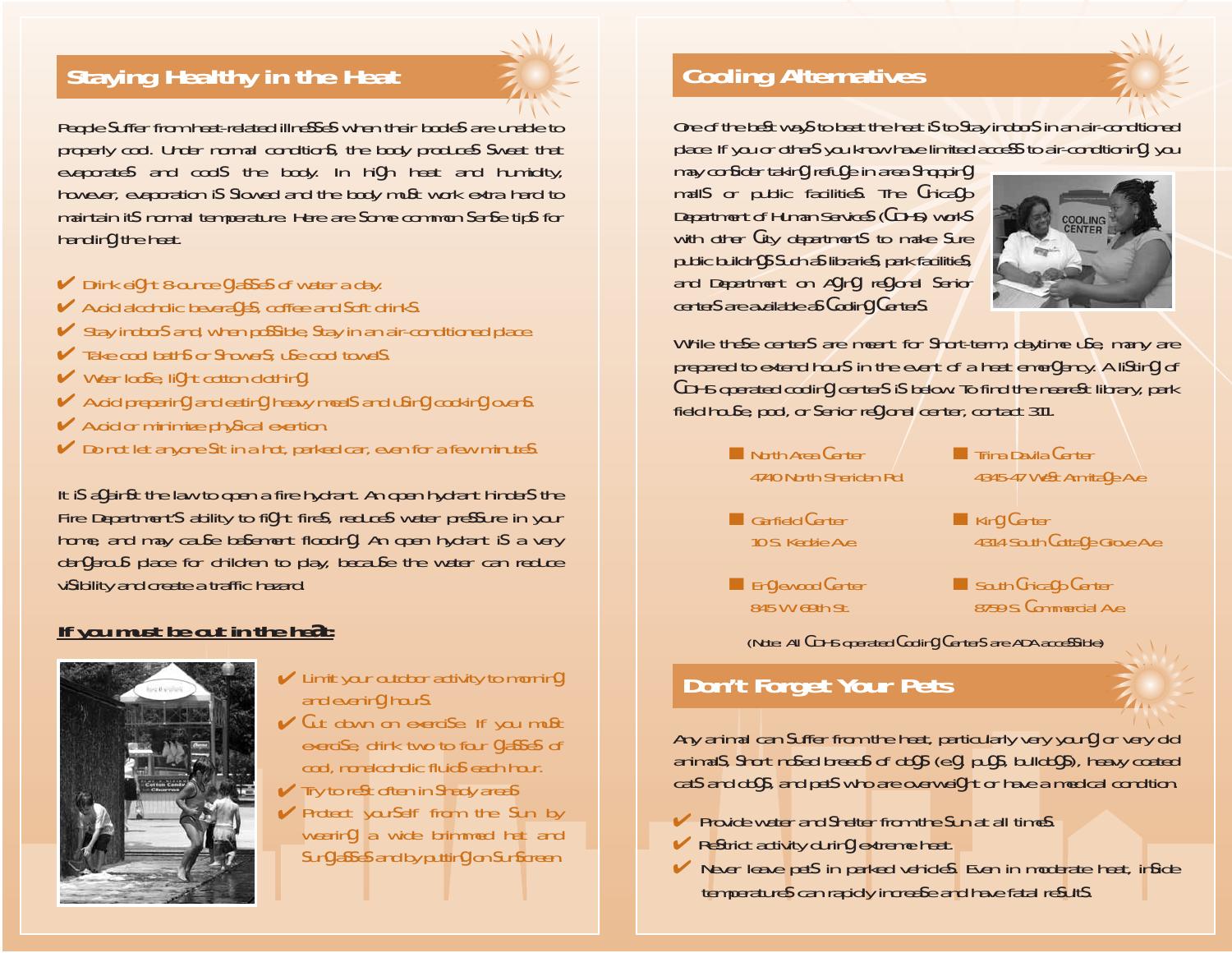## Staying Healthy in the Heat

People suffer from heat-related illnesses when their bodies are unable to properly cool. Under normal conditions, the body produces sweat that evaporates and cools the body. In high heat and humidity, however, evaporation is slowed and the body must work extra hard to maintain its normal temperature. Here are some common sense tips for handling the heat.

- ✔ Drink eight 8-ounce glasses of water a day.
- ✔ Avoid alcoholic beverages, coffee and soft drinks.
- ✔ Stay indoors and, when possible, stay in an air-conditioned place.
- ✔ Take cool baths or showers; use cool towels.
- ✔ Wear loose, light cotton clothing.
- ✔ Avoid preparing and eating heavy meals and using cooking ovens.
- ✔ Avoid or minimize physical exertion.
- ✔ Do not let anyone sit in a hot, parked car, even for a few minutes.

It is against the law to open a fire hydrant. An open hydrant hinders the Fire Department's ability to fight fires, reduces water pressure in your home, and may cause basement flooding. An open hydrant is a very dangerous place for children to play, because the water can reduce visibility and create a traffic hazard.

**If you must be out in the heat:**

- ✔ Limit your outdoor activity to morning and evening hours.
- ✔ Cut down on exercise. If you must exercise, drink two to four glasses of cool, nonalcoholic fluids each hour.
- ✔ Try to rest often in shady areas.
- ✔ Protect yourself from the sun by wearing a wide brimmed hat and sunglasses and by putting on sunscreen.

## Cooling Alternatives

One of the best ways to beat the heat is to stay indoors in an air-conditioned place. If you or others you know have limited access to air-conditioning, you may consider taking refuge in area shopping malls or public facilities. The Chicago Department of Human Services (CDHS) works with other City departments to make sure public buildings such as libraries, park facilities, and Department on Aging regional senior centers are available as Cooling Centers.

While these centers are meant for short-term, daytime use, many are prepared to extend hours in the event of a heat emergency. A listing of CDHS operated cooling centers is below. To find the nearest library, park field house, pool, or senior regional center, contact 311.

- **North Area Center**
  4740 North Sheridan Rd
- **Trina Davila Center**
  4345-47 West Armitage Ave
- **Garfield Center**
  10 S. Kedzie Ave
- **King Center**
  4314 South Cottage Grove Ave
- **Englewood Center**
  845 W 69th St
- **South Chicago Center**
  8759 S. Commercial Ave

(Note: All CDHS operated Cooling Centers are ADA accessible)

## Don't Forget Your Pets

Any animal can suffer from the heat, particularly very young or very old animals, short nosed breeds of dogs (e.g. pugs, bulldogs), heavy coated cats and dogs, and pets who are overweight or have a medical condition.

- ✔ Provide water and shelter from the sun at all times.
- ✔ Restrict activity during extreme heat.
- ✔ Never leave pets in parked vehicles. Even in moderate heat, inside temperatures can rapidly increase and have fatal results.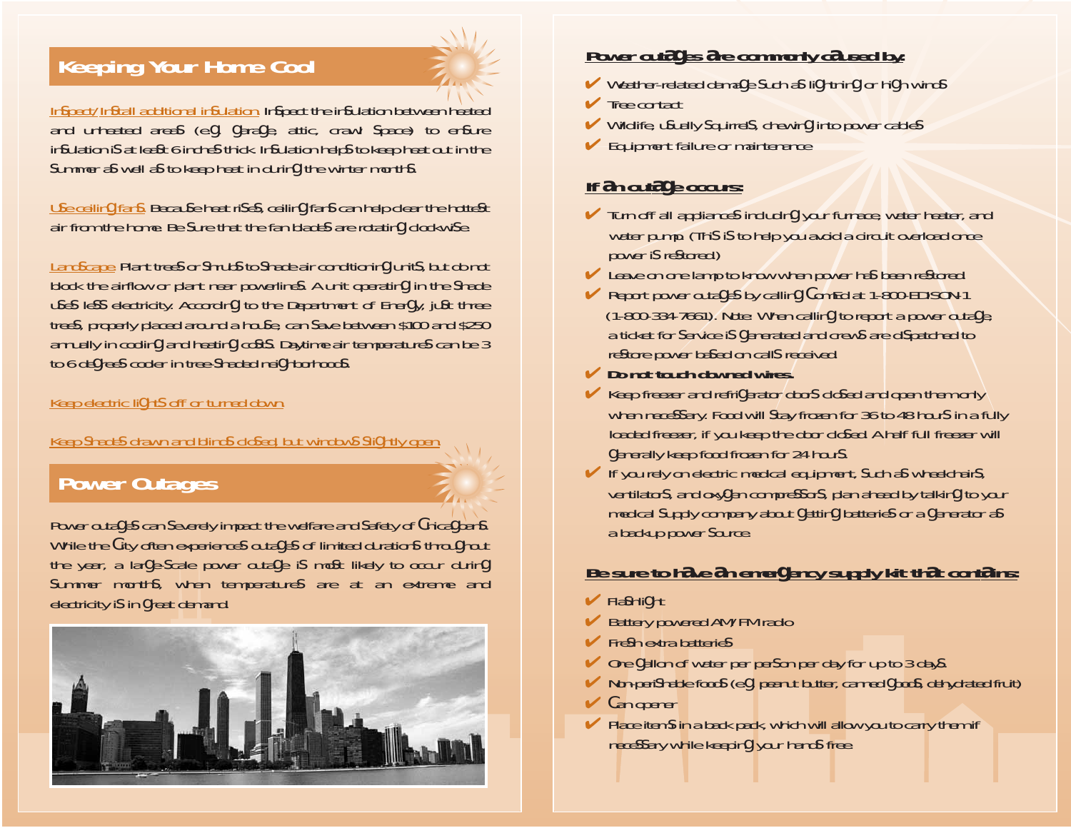## Keeping Your Home Cool

Inspect/Install additional insulation. Inspect the insulation between heated and unheated areas (e.g. garage, attic, crawl space) to ensure insulation is at least 6 inches thick. Insulation helps to keep heat out in the summer as well as to keep heat in during the winter months.

Use ceiling fans. Because heat rises, ceiling fans can help clear the hottest air from the home. Be sure that the fan blades are rotating clockwise.

Landscape. Plant trees or shrubs to shade air conditioning units, but do not block the airflow or plant near powerlines. A unit operating in the shade uses less electricity. According to the Department of Energy, just three trees, properly placed around a house, can save between $100 and $250 annually in cooling and heating costs. Daytime air temperatures can be 3 to 6 degrees cooler in tree shaded neighborhoods.

Keep electric lights off or turned down.

Keep shades drawn and blinds closed, but windows slightly open.

## Power Outages

Power outages can severely impact the welfare and safety of Chicagoans. While the City often experiences outages of limited durations throughout the year, a large-scale power outage is most likely to occur during summer months, when temperatures are at an extreme and electricity is in great demand.

**Power outages are commonly caused by:**

- Weather-related damage such as lightning or high winds
- Tree contact
- Wildlife, usually squirrels, chewing into power cables
- Equipment failure or maintenance

**If an outage occurs:**

- Turn off all appliances including your furnace, water heater, and water pump. (This is to help you avoid a circuit overload once power is restored.)
- Leave on one lamp to know when power has been restored.
- Report power outages by calling ComEd at 1-800-EDISON-1 (1-800-334-7661). Note: When calling to report a power outage, a ticket for service is generated and crews are dispatched to restore power based on calls received.
- **Do not touch downed wires.**
- Keep freezer and refrigerator doors closed and open them only when necessary. Food will stay frozen for 36 to 48 hours in a fully loaded freezer, if you keep the door closed. A half full freezer will generally keep food frozen for 24 hours.
- If you rely on electric medical equipment, such as wheelchairs, ventilators, and oxygen compressors, plan ahead by talking to your medical supply company about getting batteries or a generator as a backup power source.

**Be sure to have an emergency supply kit that contains:**

- Flashlight
- Battery powered AM/FM radio
- Fresh extra batteries
- One gallon of water per person per day for up to 3 days.
- Non-perishable foods (e.g. peanut butter, canned goods, dehydrated fruit)
- Can opener
- Place items in a back pack, which will allow you to carry them if necessary while keeping your hands free.